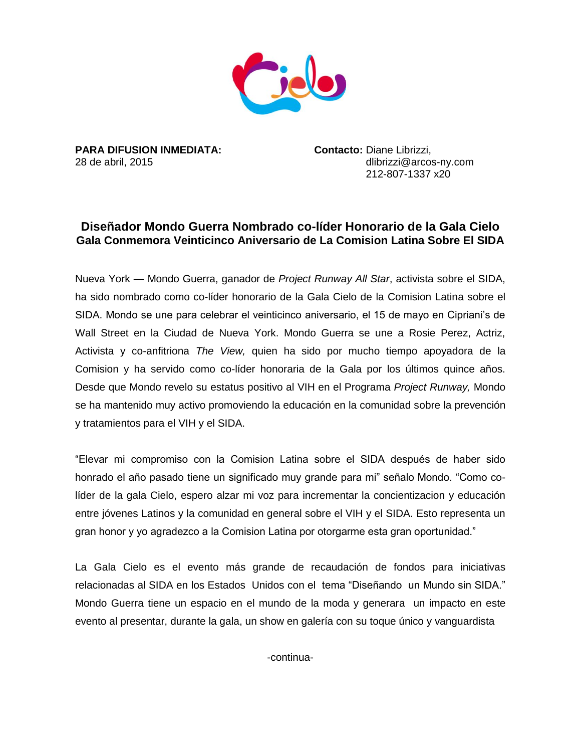**PARA DIFUSION INMEDIATA:**
28 de abril, 2015

**Contacto:** Diane Librizzi,
dlibrizzi@arcos-ny.com
212-807-1337 x20

## Diseñador Mondo Guerra Nombrado co-líder Honorario de la Gala Cielo
## Gala Conmemora Veinticinco Aniversario de La Comision Latina Sobre El SIDA

Nueva York — Mondo Guerra, ganador de *Project Runway All Star*, activista sobre el SIDA, ha sido nombrado como co-líder honorario de la Gala Cielo de la Comision Latina sobre el SIDA. Mondo se une para celebrar el veinticinco aniversario, el 15 de mayo en Cipriani's de Wall Street en la Ciudad de Nueva York. Mondo Guerra se une a Rosie Perez, Actriz, Activista y co-anfitriona *The View,* quien ha sido por mucho tiempo apoyadora de la Comision y ha servido como co-líder honoraria de la Gala por los últimos quince años. Desde que Mondo revelo su estatus positivo al VIH en el Programa *Project Runway,* Mondo se ha mantenido muy activo promoviendo la educación en la comunidad sobre la prevención y tratamientos para el VIH y el SIDA.

"Elevar mi compromiso con la Comision Latina sobre el SIDA después de haber sido honrado el año pasado tiene un significado muy grande para mi" señalo Mondo. "Como co-líder de la gala Cielo, espero alzar mi voz para incrementar la concientizacion y educación entre jóvenes Latinos y la comunidad en general sobre el VIH y el SIDA. Esto representa un gran honor y yo agradezco a la Comision Latina por otorgarme esta gran oportunidad."

La Gala Cielo es el evento más grande de recaudación de fondos para iniciativas relacionadas al SIDA en los Estados Unidos con el tema "Diseñando un Mundo sin SIDA." Mondo Guerra tiene un espacio en el mundo de la moda y generara un impacto en este evento al presentar, durante la gala, un show en galería con su toque único y vanguardista

-continua-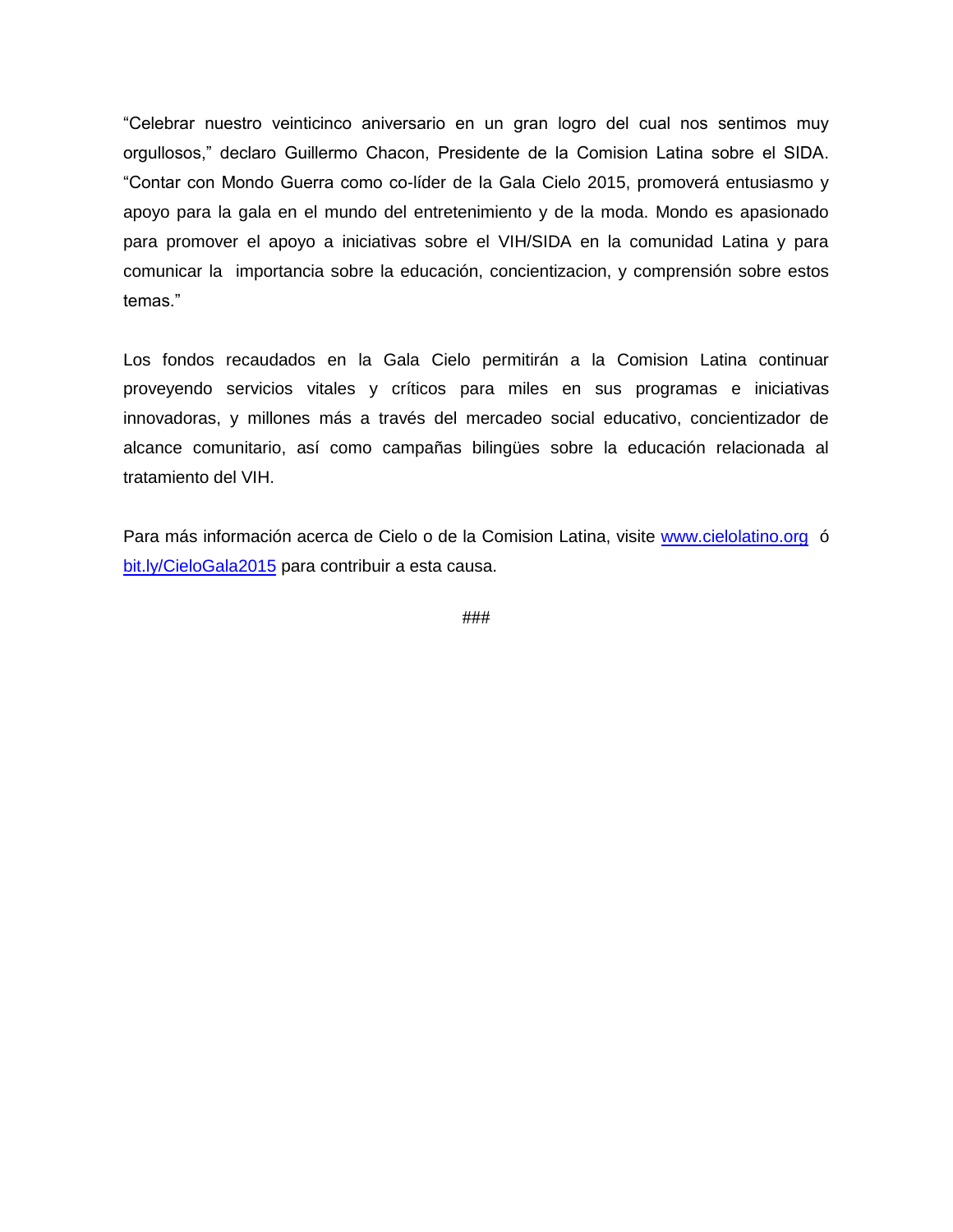"Celebrar nuestro veinticinco aniversario en un gran logro del cual nos sentimos muy orgullosos," declaro Guillermo Chacon, Presidente de la Comision Latina sobre el SIDA. "Contar con Mondo Guerra como co-líder de la Gala Cielo 2015, promoverá entusiasmo y apoyo para la gala en el mundo del entretenimiento y de la moda. Mondo es apasionado para promover el apoyo a iniciativas sobre el VIH/SIDA en la comunidad Latina y para comunicar la importancia sobre la educación, concientizacion, y comprensión sobre estos temas."

Los fondos recaudados en la Gala Cielo permitirán a la Comision Latina continuar proveyendo servicios vitales y críticos para miles en sus programas e iniciativas innovadoras, y millones más a través del mercadeo social educativo, concientizador de alcance comunitario, así como campañas bilingües sobre la educación relacionada al tratamiento del VIH.

Para más información acerca de Cielo o de la Comision Latina, visite [www.cielolatino.org](http://www.cielolatino.org) ó [bit.ly/CieloGala2015](http://bit.ly/CieloGala2015) para contribuir a esta causa.

###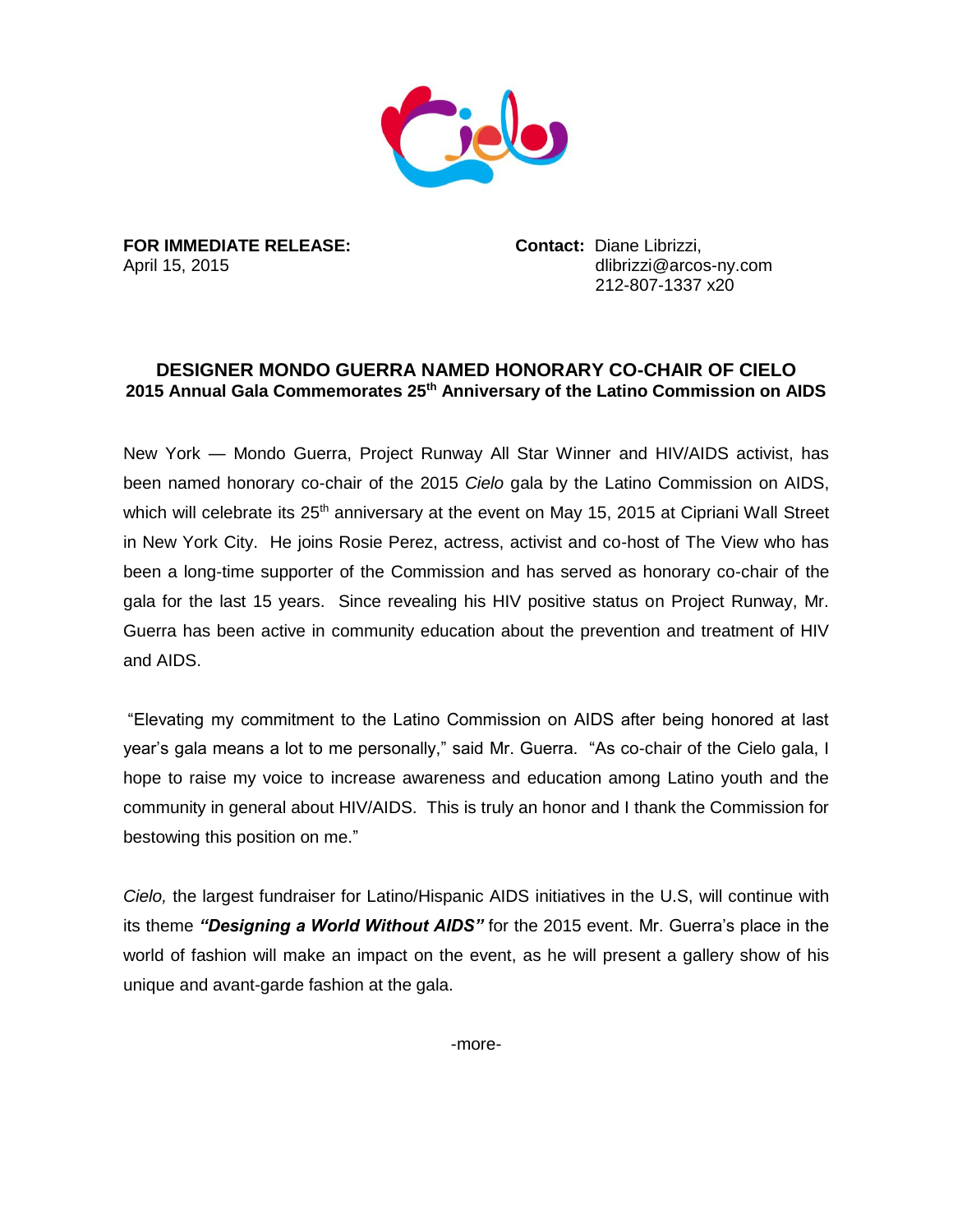**FOR IMMEDIATE RELEASE:**
April 15, 2015

**Contact:** Diane Librizzi,
dlibrizzi@arcos-ny.com
212-807-1337 x20

## DESIGNER MONDO GUERRA NAMED HONORARY CO-CHAIR OF CIELO

### 2015 Annual Gala Commemorates 25th Anniversary of the Latino Commission on AIDS

New York — Mondo Guerra, Project Runway All Star Winner and HIV/AIDS activist, has been named honorary co-chair of the 2015 *Cielo* gala by the Latino Commission on AIDS, which will celebrate its 25th anniversary at the event on May 15, 2015 at Cipriani Wall Street in New York City. He joins Rosie Perez, actress, activist and co-host of The View who has been a long-time supporter of the Commission and has served as honorary co-chair of the gala for the last 15 years. Since revealing his HIV positive status on Project Runway, Mr. Guerra has been active in community education about the prevention and treatment of HIV and AIDS.

"Elevating my commitment to the Latino Commission on AIDS after being honored at last year's gala means a lot to me personally," said Mr. Guerra. "As co-chair of the Cielo gala, I hope to raise my voice to increase awareness and education among Latino youth and the community in general about HIV/AIDS. This is truly an honor and I thank the Commission for bestowing this position on me."

*Cielo,* the largest fundraiser for Latino/Hispanic AIDS initiatives in the U.S, will continue with its theme ***"Designing a World Without AIDS"*** for the 2015 event. Mr. Guerra's place in the world of fashion will make an impact on the event, as he will present a gallery show of his unique and avant-garde fashion at the gala.

-more-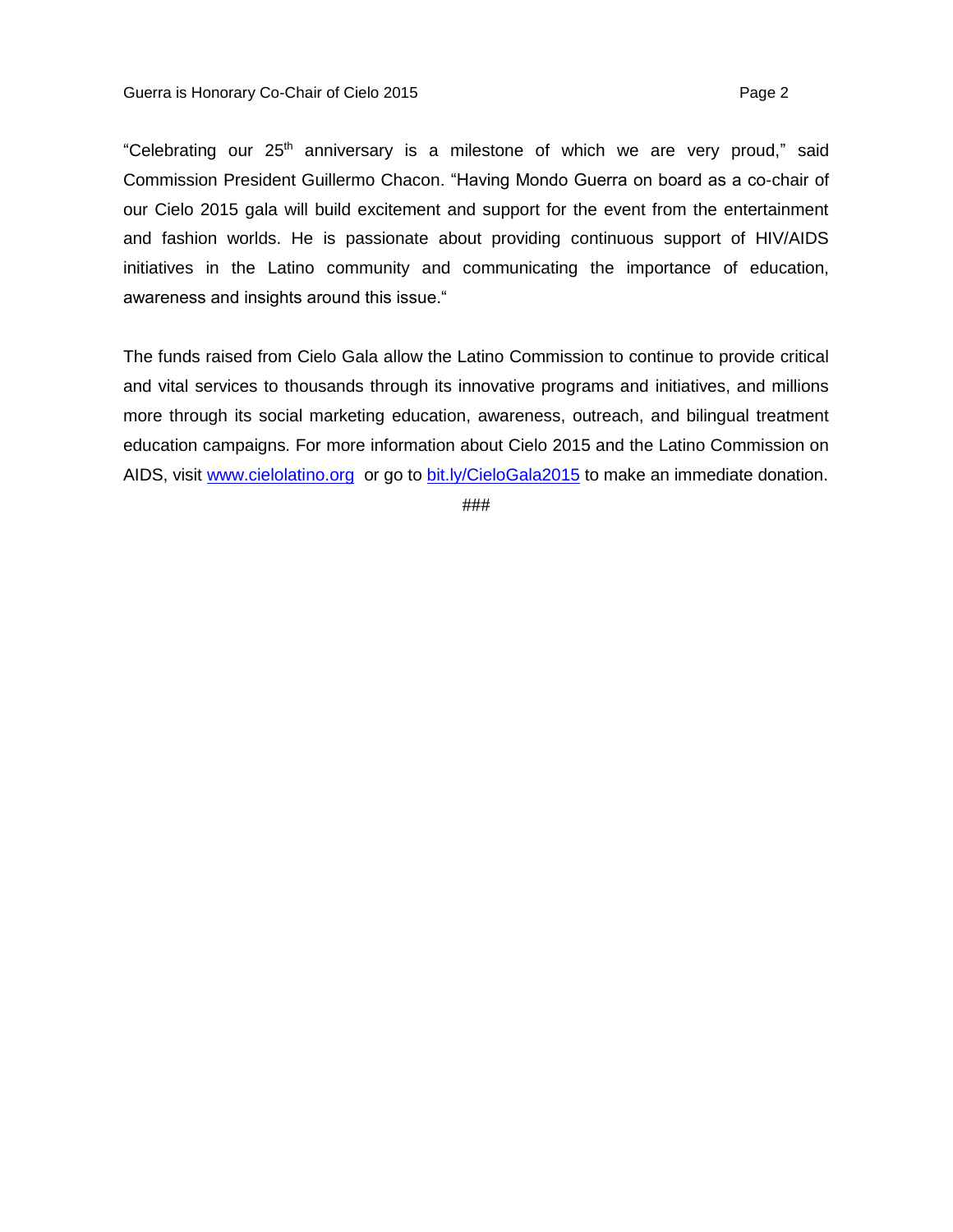"Celebrating our 25th anniversary is a milestone of which we are very proud," said Commission President Guillermo Chacon. "Having Mondo Guerra on board as a co-chair of our Cielo 2015 gala will build excitement and support for the event from the entertainment and fashion worlds. He is passionate about providing continuous support of HIV/AIDS initiatives in the Latino community and communicating the importance of education, awareness and insights around this issue."

The funds raised from Cielo Gala allow the Latino Commission to continue to provide critical and vital services to thousands through its innovative programs and initiatives, and millions more through its social marketing education, awareness, outreach, and bilingual treatment education campaigns. For more information about Cielo 2015 and the Latino Commission on AIDS, visit [www.cielolatino.org](http://www.cielolatino.org) or go to [bit.ly/CieloGala2015](http://bit.ly/CieloGala2015) to make an immediate donation.

###